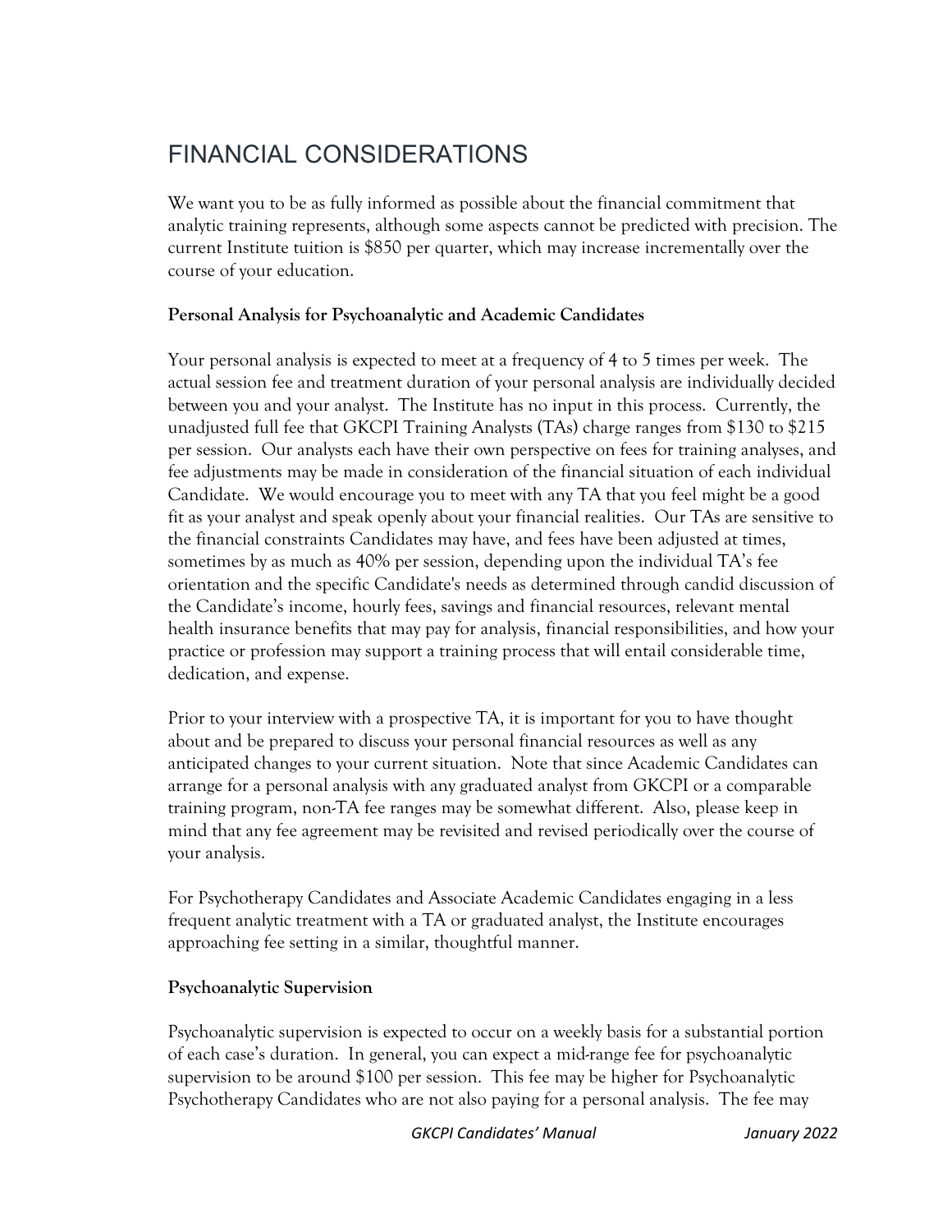# FINANCIAL CONSIDERATIONS

We want you to be as fully informed as possible about the financial commitment that analytic training represents, although some aspects cannot be predicted with precision. The current Institute tuition is $850 per quarter, which may increase incrementally over the course of your education.

**Personal Analysis for Psychoanalytic and Academic Candidates**

Your personal analysis is expected to meet at a frequency of 4 to 5 times per week. The actual session fee and treatment duration of your personal analysis are individually decided between you and your analyst. The Institute has no input in this process. Currently, the unadjusted full fee that GKCPI Training Analysts (TAs) charge ranges from $130 to $215 per session. Our analysts each have their own perspective on fees for training analyses, and fee adjustments may be made in consideration of the financial situation of each individual Candidate. We would encourage you to meet with any TA that you feel might be a good fit as your analyst and speak openly about your financial realities. Our TAs are sensitive to the financial constraints Candidates may have, and fees have been adjusted at times, sometimes by as much as 40% per session, depending upon the individual TA's fee orientation and the specific Candidate's needs as determined through candid discussion of the Candidate's income, hourly fees, savings and financial resources, relevant mental health insurance benefits that may pay for analysis, financial responsibilities, and how your practice or profession may support a training process that will entail considerable time, dedication, and expense.

Prior to your interview with a prospective TA, it is important for you to have thought about and be prepared to discuss your personal financial resources as well as any anticipated changes to your current situation. Note that since Academic Candidates can arrange for a personal analysis with any graduated analyst from GKCPI or a comparable training program, non-TA fee ranges may be somewhat different. Also, please keep in mind that any fee agreement may be revisited and revised periodically over the course of your analysis.

For Psychotherapy Candidates and Associate Academic Candidates engaging in a less frequent analytic treatment with a TA or graduated analyst, the Institute encourages approaching fee setting in a similar, thoughtful manner.

**Psychoanalytic Supervision**

Psychoanalytic supervision is expected to occur on a weekly basis for a substantial portion of each case's duration. In general, you can expect a mid-range fee for psychoanalytic supervision to be around $100 per session. This fee may be higher for Psychoanalytic Psychotherapy Candidates who are not also paying for a personal analysis. The fee may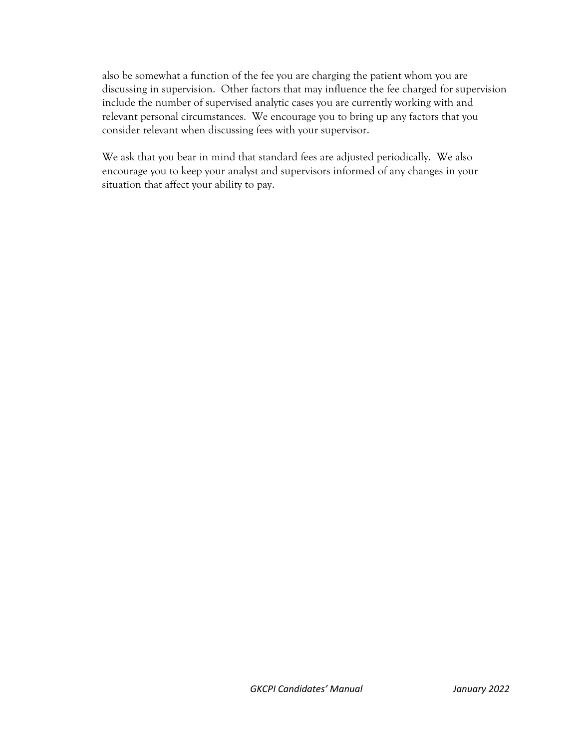also be somewhat a function of the fee you are charging the patient whom you are discussing in supervision. Other factors that may influence the fee charged for supervision include the number of supervised analytic cases you are currently working with and relevant personal circumstances. We encourage you to bring up any factors that you consider relevant when discussing fees with your supervisor.

We ask that you bear in mind that standard fees are adjusted periodically. We also encourage you to keep your analyst and supervisors informed of any changes in your situation that affect your ability to pay.